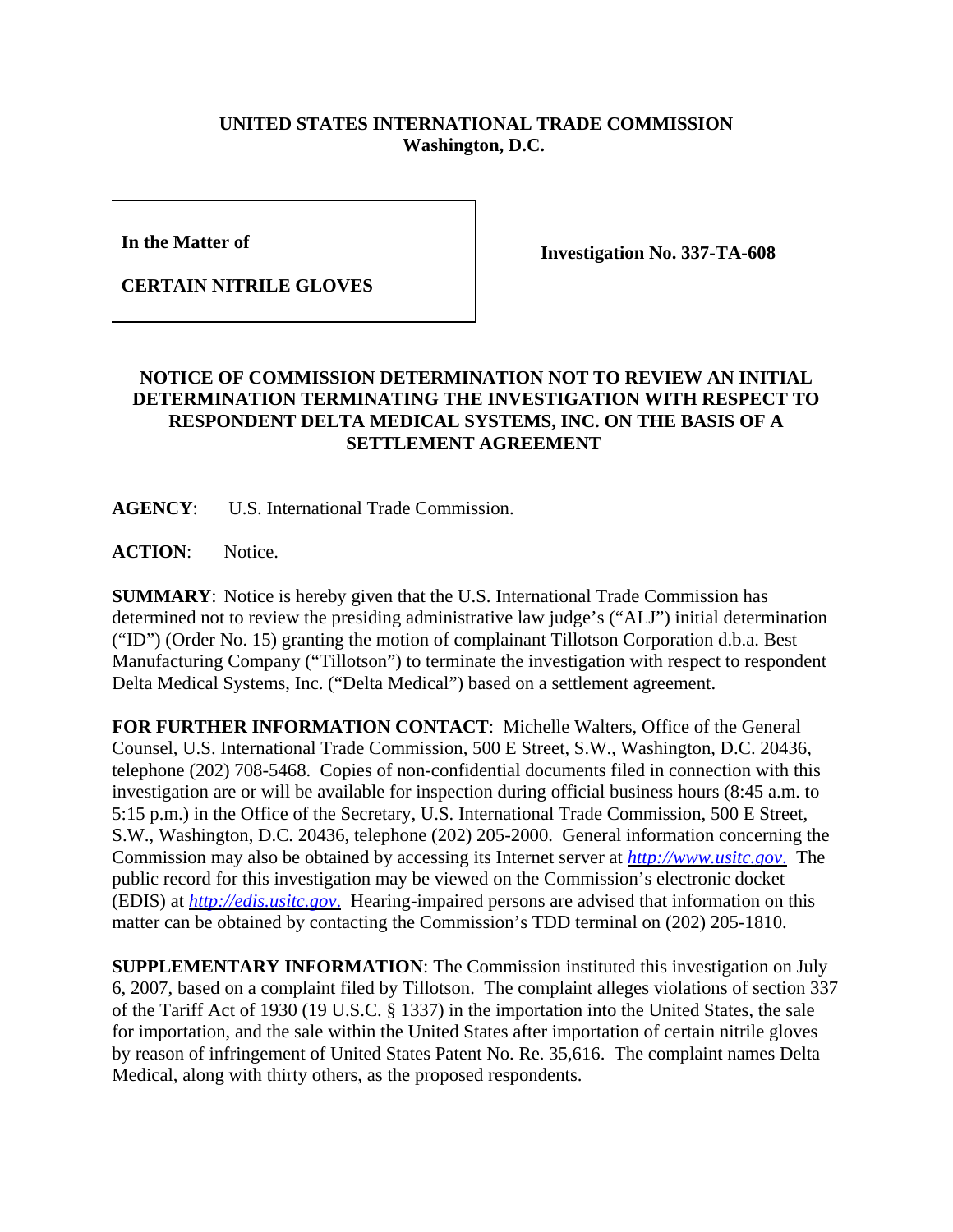**UNITED STATES INTERNATIONAL TRADE COMMISSION**
**Washington, D.C.**

| | |
|---|---|
| **In the Matter of**<br><br>**CERTAIN NITRILE GLOVES** | **Investigation No. 337-TA-608** |

## NOTICE OF COMMISSION DETERMINATION NOT TO REVIEW AN INITIAL DETERMINATION TERMINATING THE INVESTIGATION WITH RESPECT TO RESPONDENT DELTA MEDICAL SYSTEMS, INC. ON THE BASIS OF A SETTLEMENT AGREEMENT

**AGENCY**: U.S. International Trade Commission.

**ACTION**: Notice.

**SUMMARY**: Notice is hereby given that the U.S. International Trade Commission has determined not to review the presiding administrative law judge's ("ALJ") initial determination ("ID") (Order No. 15) granting the motion of complainant Tillotson Corporation d.b.a. Best Manufacturing Company ("Tillotson") to terminate the investigation with respect to respondent Delta Medical Systems, Inc. ("Delta Medical") based on a settlement agreement.

**FOR FURTHER INFORMATION CONTACT**: Michelle Walters, Office of the General Counsel, U.S. International Trade Commission, 500 E Street, S.W., Washington, D.C. 20436, telephone (202) 708-5468. Copies of non-confidential documents filed in connection with this investigation are or will be available for inspection during official business hours (8:45 a.m. to 5:15 p.m.) in the Office of the Secretary, U.S. International Trade Commission, 500 E Street, S.W., Washington, D.C. 20436, telephone (202) 205-2000. General information concerning the Commission may also be obtained by accessing its Internet server at *http://www.usitc.gov*. The public record for this investigation may be viewed on the Commission's electronic docket (EDIS) at *http://edis.usitc.gov*. Hearing-impaired persons are advised that information on this matter can be obtained by contacting the Commission's TDD terminal on (202) 205-1810.

**SUPPLEMENTARY INFORMATION**: The Commission instituted this investigation on July 6, 2007, based on a complaint filed by Tillotson. The complaint alleges violations of section 337 of the Tariff Act of 1930 (19 U.S.C. § 1337) in the importation into the United States, the sale for importation, and the sale within the United States after importation of certain nitrile gloves by reason of infringement of United States Patent No. Re. 35,616. The complaint names Delta Medical, along with thirty others, as the proposed respondents.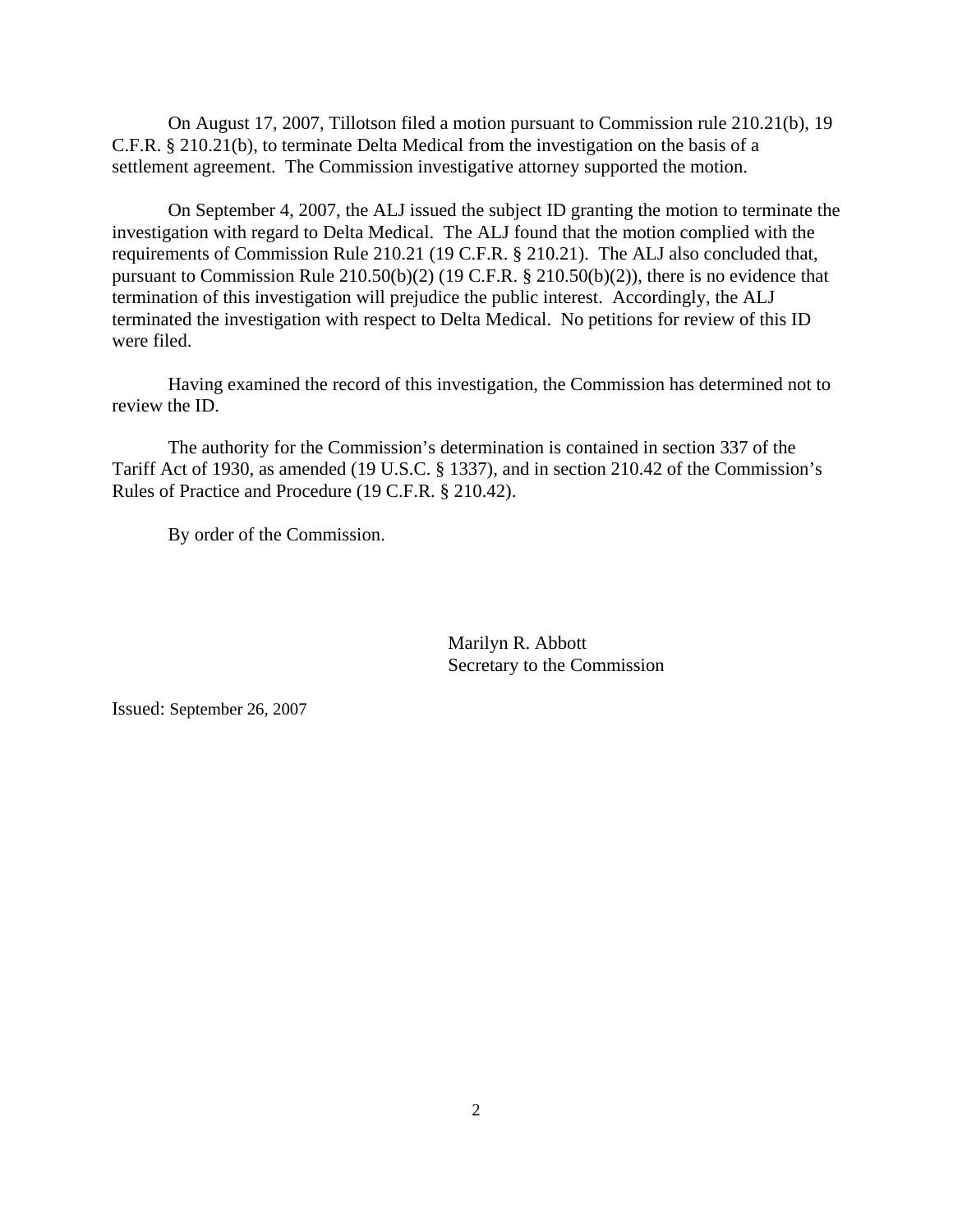On August 17, 2007, Tillotson filed a motion pursuant to Commission rule 210.21(b), 19 C.F.R. § 210.21(b), to terminate Delta Medical from the investigation on the basis of a settlement agreement. The Commission investigative attorney supported the motion.

On September 4, 2007, the ALJ issued the subject ID granting the motion to terminate the investigation with regard to Delta Medical. The ALJ found that the motion complied with the requirements of Commission Rule 210.21 (19 C.F.R. § 210.21). The ALJ also concluded that, pursuant to Commission Rule 210.50(b)(2) (19 C.F.R. § 210.50(b)(2)), there is no evidence that termination of this investigation will prejudice the public interest. Accordingly, the ALJ terminated the investigation with respect to Delta Medical. No petitions for review of this ID were filed.

Having examined the record of this investigation, the Commission has determined not to review the ID.

The authority for the Commission's determination is contained in section 337 of the Tariff Act of 1930, as amended (19 U.S.C. § 1337), and in section 210.42 of the Commission's Rules of Practice and Procedure (19 C.F.R. § 210.42).

By order of the Commission.

Marilyn R. Abbott
Secretary to the Commission

Issued: September 26, 2007